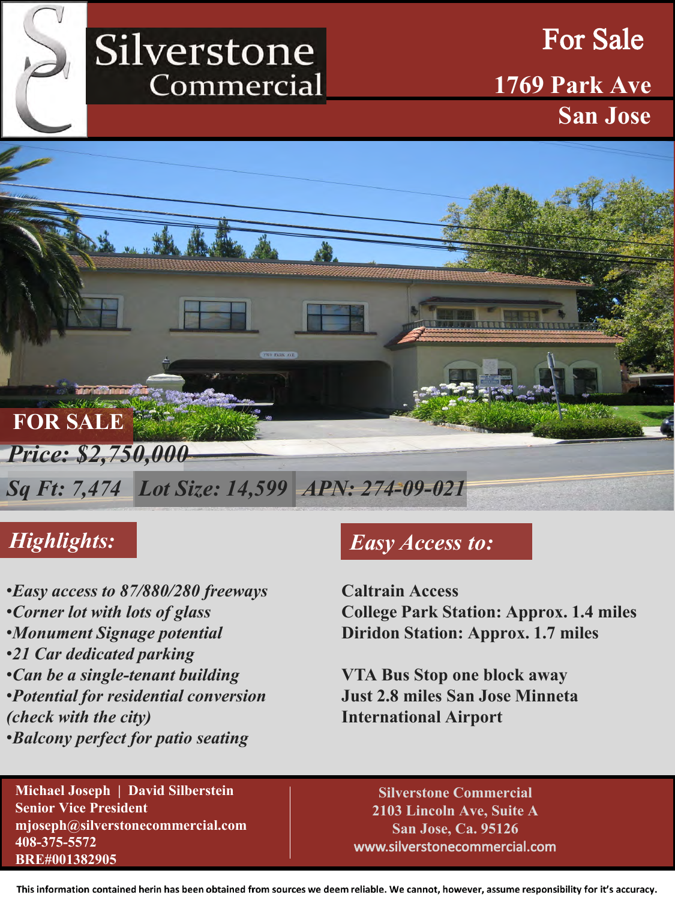# Silverstone Commercial

## For Sale

## 1769 Park Ave
## San Jose

**FOR SALE**

***Price: $2,750,000***

***Sq Ft: 7,474*** | ***Lot Size: 14,599*** | ***APN: 274-09-021***

## *Highlights:*

- *Easy access to 87/880/280 freeways*
- *Corner lot with lots of glass*
- *Monument Signage potential*
- *21 Car dedicated parking*
- *Can be a single-tenant building*
- *Potential for residential conversion (check with the city)*
- *Balcony perfect for patio seating*

## *Easy Access to:*

**Caltrain Access**
**College Park Station: Approx. 1.4 miles**
**Diridon Station: Approx. 1.7 miles**

**VTA Bus Stop one block away**
**Just 2.8 miles San Jose Minneta International Airport**

**Michael Joseph | David Silberstein**
**Senior Vice President**
**mjoseph@silverstonecommercial.com**
**408-375-5572**
**BRE#001382905**

**Silverstone Commercial**
**2103 Lincoln Ave, Suite A**
**San Jose, Ca. 95126**
**www.silverstonecommercial.com**

**This information contained herin has been obtained from sources we deem reliable. We cannot, however, assume responsibility for it's accuracy.**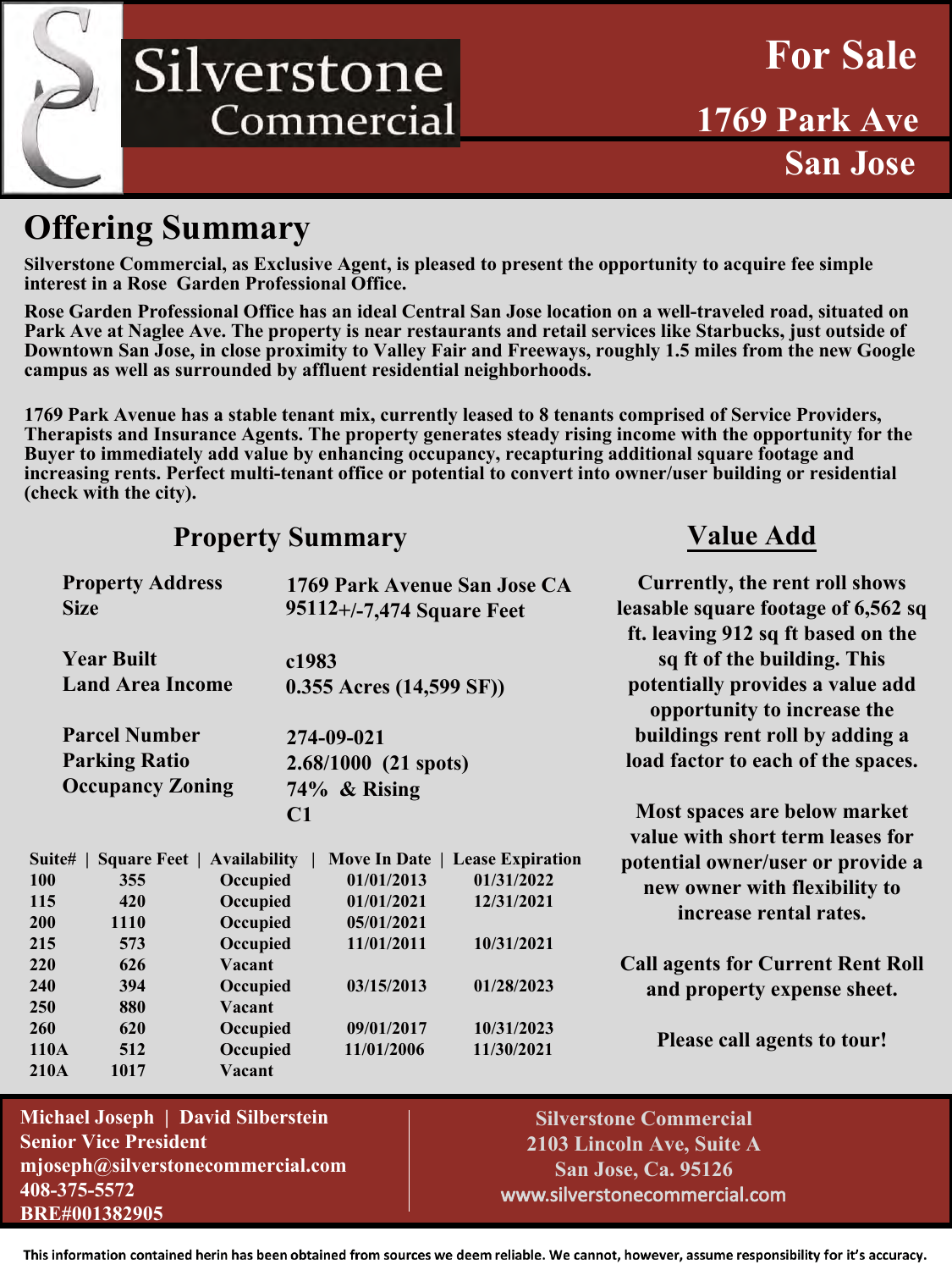# Silverstone Commercial

## For Sale

## 1769 Park Ave
## San Jose

# Offering Summary

**Silverstone Commercial, as Exclusive Agent, is pleased to present the opportunity to acquire fee simple interest in a Rose Garden Professional Office.**

**Rose Garden Professional Office has an ideal Central San Jose location on a well-traveled road, situated on Park Ave at Naglee Ave. The property is near restaurants and retail services like Starbucks, just outside of Downtown San Jose, in close proximity to Valley Fair and Freeways, roughly 1.5 miles from the new Google campus as well as surrounded by affluent residential neighborhoods.**

**1769 Park Avenue has a stable tenant mix, currently leased to 8 tenants comprised of Service Providers, Therapists and Insurance Agents. The property generates steady rising income with the opportunity for the Buyer to immediately add value by enhancing occupancy, recapturing additional square footage and increasing rents. Perfect multi-tenant office or potential to convert into owner/user building or residential (check with the city).**

## Property Summary

| | |
|---|---|
| **Property Address** | **1769 Park Avenue San Jose CA 95112** |
| **Size** | **+/-7,474 Square Feet** |
| **Year Built** | **c1983** |
| **Land Area Income** | **0.355 Acres (14,599 SF))** |
| **Parcel Number** | **274-09-021** |
| **Parking Ratio** | **2.68/1000 (21 spots)** |
| **Occupancy Zoning** | **74% & Rising** |
| | **C1** |

| Suite# | Square Feet | Availability | Move In Date | Lease Expiration |
|---|---|---|---|---|
| 100 | 355 | Occupied | 01/01/2013 | 01/31/2022 |
| 115 | 420 | Occupied | 01/01/2021 | 12/31/2021 |
| 200 | 1110 | Occupied | 05/01/2021 | |
| 215 | 573 | Occupied | 11/01/2011 | 10/31/2021 |
| 220 | 626 | Vacant | | |
| 240 | 394 | Occupied | 03/15/2013 | 01/28/2023 |
| 250 | 880 | Vacant | | |
| 260 | 620 | Occupied | 09/01/2017 | 10/31/2023 |
| 110A | 512 | Occupied | 11/01/2006 | 11/30/2021 |
| 210A | 1017 | Vacant | | |

## Value Add

**Currently, the rent roll shows leasable square footage of 6,562 sq ft. leaving 912 sq ft based on the sq ft of the building. This potentially provides a value add opportunity to increase the buildings rent roll by adding a load factor to each of the spaces.**

**Most spaces are below market value with short term leases for potential owner/user or provide a new owner with flexibility to increase rental rates.**

**Call agents for Current Rent Roll and property expense sheet.**

**Please call agents to tour!**

**Michael Joseph | David Silberstein**
**Senior Vice President**
**mjoseph@silverstonecommercial.com**
**408-375-5572**
**BRE#001382905**

**Silverstone Commercial**
**2103 Lincoln Ave, Suite A**
**San Jose, Ca. 95126**
**www.silverstonecommercial.com**

**This information contained herin has been obtained from sources we deem reliable. We cannot, however, assume responsibility for it's accuracy.**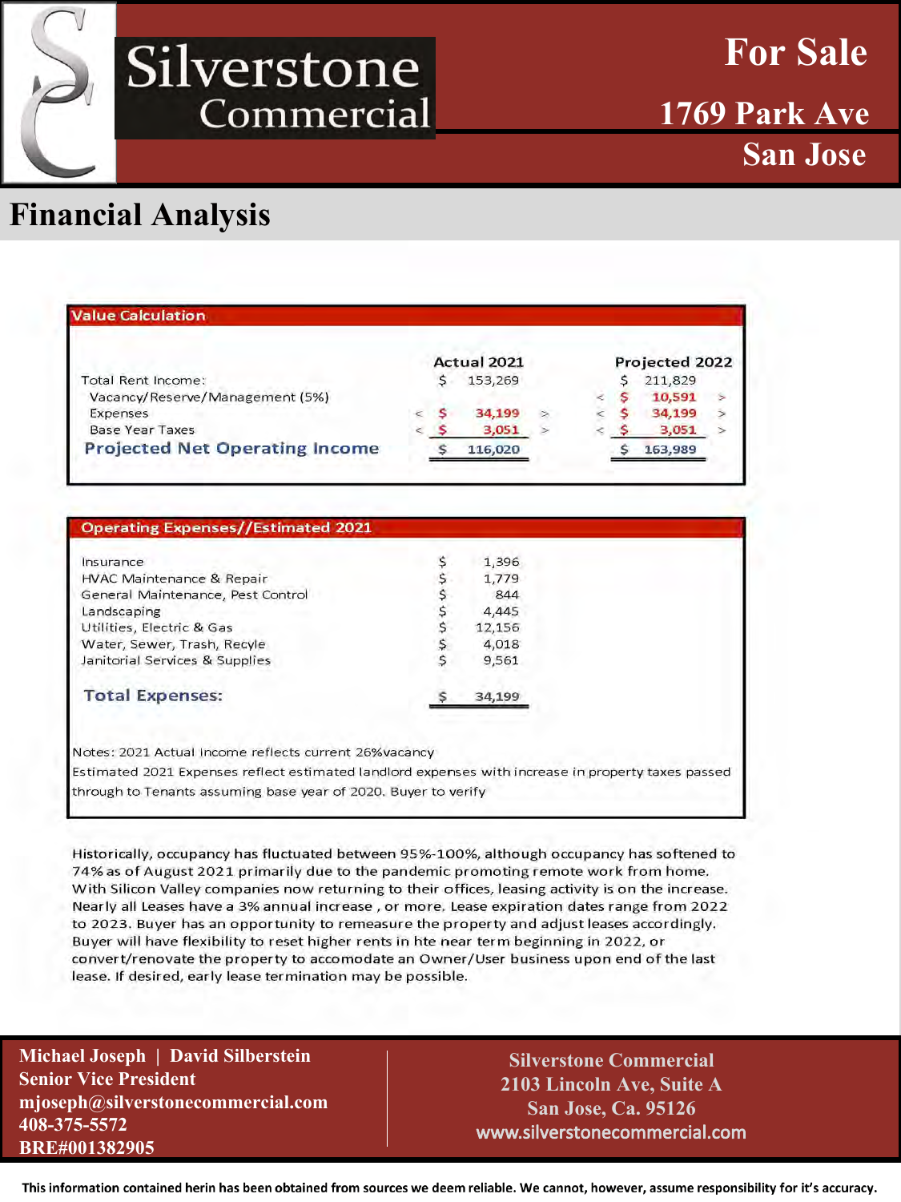# Silverstone Commercial

## For Sale

## 1769 Park Ave
## San Jose

# Financial Analysis

**Value Calculation**

| | Actual 2021 | Projected 2022 |
|---|---|---|
| Total Rent Income: | $ 153,269 | $ 211,829 |
| Vacancy/Reserve/Management (5%) | | < $ 10,591 > |
| Expenses | < $ 34,199 > | < $ 34,199 > |
| Base Year Taxes | < $ 3,051 > | < $ 3,051 > |
| **Projected Net Operating Income** | $ 116,020 | $ 163,989 |

**Operating Expenses//Estimated 2021**

| | |
|---|---|
| Insurance | $ 1,396 |
| HVAC Maintenance & Repair | $ 1,779 |
| General Maintenance, Pest Control | $ 844 |
| Landscaping | $ 4,445 |
| Utilities, Electric & Gas | $ 12,156 |
| Water, Sewer, Trash, Recyle | $ 4,018 |
| Janitorial Services & Supplies | $ 9,561 |
| **Total Expenses:** | $ 34,199 |

Notes: 2021 Actual Income reflects current 26%vacancy
Estimated 2021 Expenses reflect estimated landlord expenses with increase in property taxes passed through to Tenants assuming base year of 2020. Buyer to verify

Historically, occupancy has fluctuated between 95%-100%, although occupancy has softened to 74% as of August 2021 primarily due to the pandemic promoting remote work from home. With Silicon Valley companies now returning to their offices, leasing activity is on the increase. Nearly all Leases have a 3% annual increase , or more. Lease expiration dates range from 2022 to 2023. Buyer has an opportunity to remeasure the property and adjust leases accordingly. Buyer will have flexibility to reset higher rents in hte near term beginning in 2022, or convert/renovate the property to accomodate an Owner/User business upon end of the last lease. If desired, early lease termination may be possible.

**Michael Joseph | David Silberstein**
**Senior Vice President**
**mjoseph@silverstonecommercial.com**
**408-375-5572**
**BRE#001382905**

**Silverstone Commercial**
**2103 Lincoln Ave, Suite A**
**San Jose, Ca. 95126**
**www.silverstonecommercial.com**

**This information contained herin has been obtained from sources we deem reliable. We cannot, however, assume responsibility for it's accuracy.**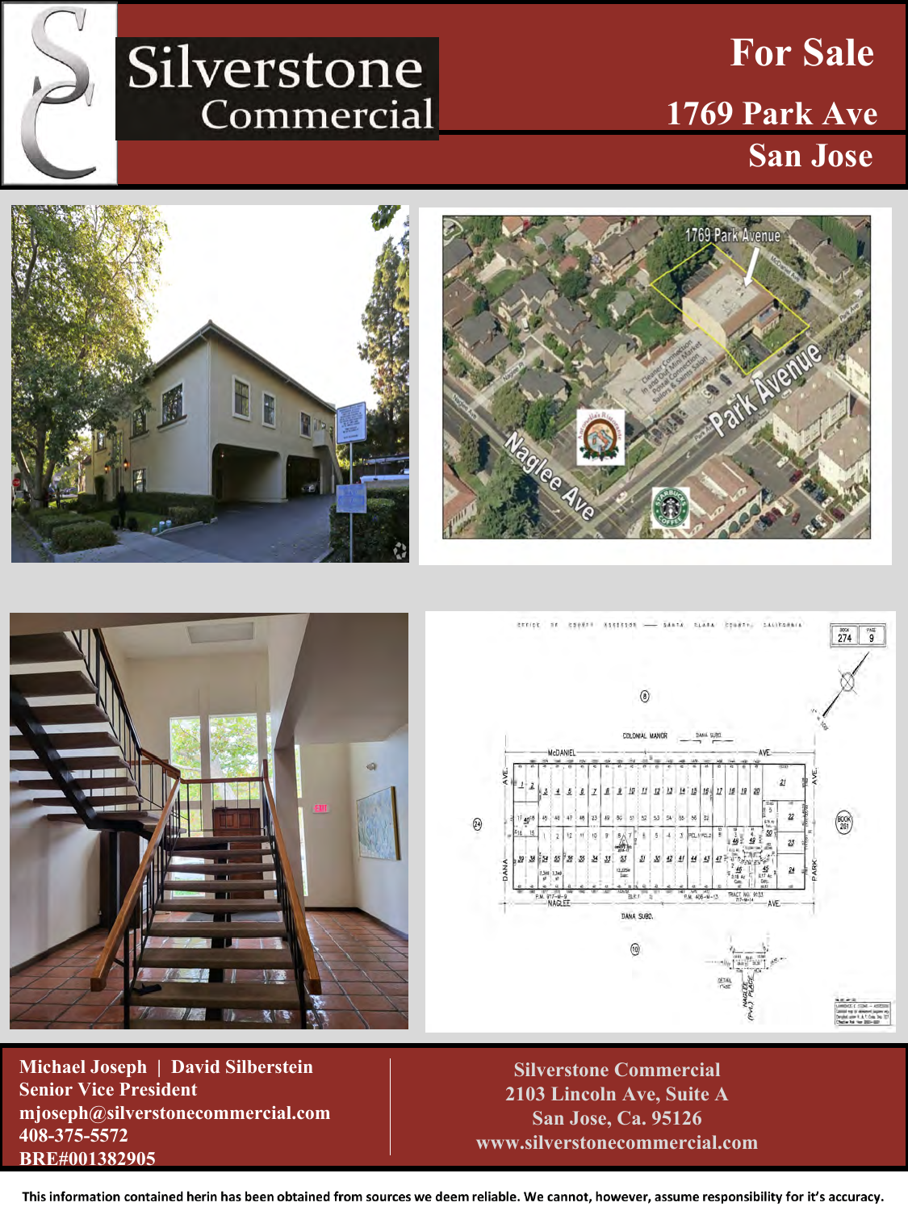# Silverstone Commercial

## For Sale

## 1769 Park Ave

## San Jose

**Michael Joseph | David Silberstein**
**Senior Vice President**
**mjoseph@silverstonecommercial.com**
**408-375-5572**
**BRE#001382905**

**Silverstone Commercial**
**2103 Lincoln Ave, Suite A**
**San Jose, Ca. 95126**
**www.silverstonecommercial.com**

**This information contained herin has been obtained from sources we deem reliable. We cannot, however, assume responsibility for it's accuracy.**